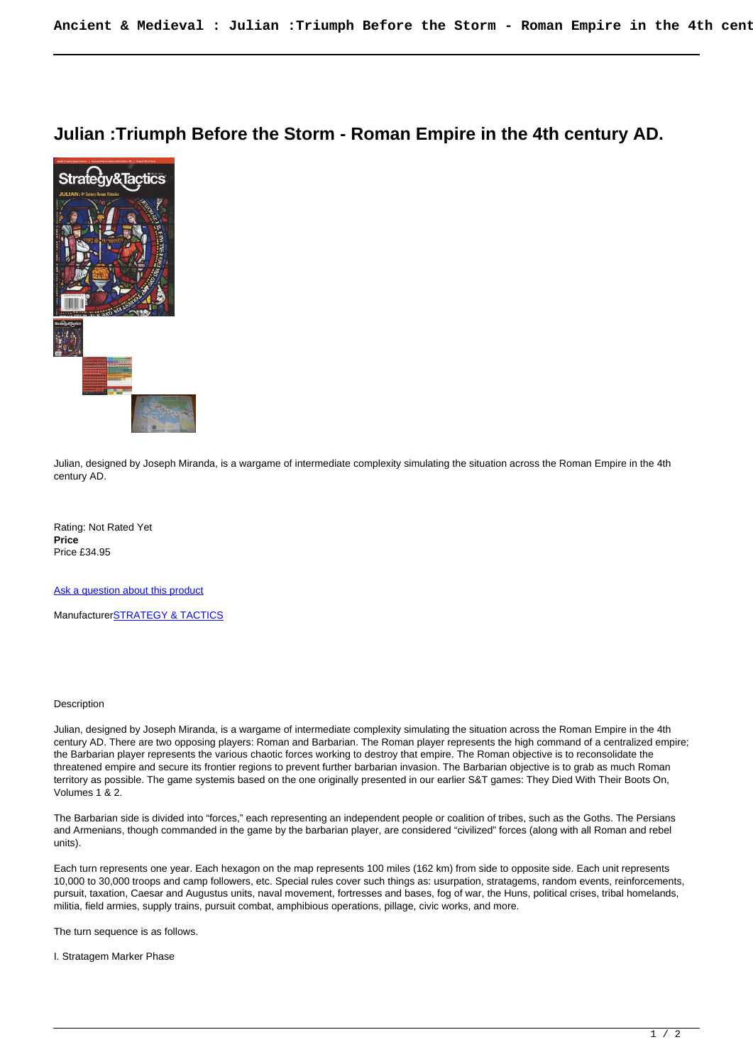# Julian :Triumph Before the Storm - Roman Empire in the 4th century AD.

Julian, designed by Joseph Miranda, is a wargame of intermediate complexity simulating the situation across the Roman Empire in the 4th century AD.

Rating: Not Rated Yet
**Price**
Price £34.95

[Ask a question about this product]

Manufacturer[STRATEGY & TACTICS]

Description

Julian, designed by Joseph Miranda, is a wargame of intermediate complexity simulating the situation across the Roman Empire in the 4th century AD. There are two opposing players: Roman and Barbarian. The Roman player represents the high command of a centralized empire; the Barbarian player represents the various chaotic forces working to destroy that empire. The Roman objective is to reconsolidate the threatened empire and secure its frontier regions to prevent further barbarian invasion. The Barbarian objective is to grab as much Roman territory as possible. The game systemis based on the one originally presented in our earlier S&T games: They Died With Their Boots On, Volumes 1 & 2.

The Barbarian side is divided into "forces," each representing an independent people or coalition of tribes, such as the Goths. The Persians and Armenians, though commanded in the game by the barbarian player, are considered "civilized" forces (along with all Roman and rebel units).

Each turn represents one year. Each hexagon on the map represents 100 miles (162 km) from side to opposite side. Each unit represents 10,000 to 30,000 troops and camp followers, etc. Special rules cover such things as: usurpation, stratagems, random events, reinforcements, pursuit, taxation, Caesar and Augustus units, naval movement, fortresses and bases, fog of war, the Huns, political crises, tribal homelands, militia, field armies, supply trains, pursuit combat, amphibious operations, pillage, civic works, and more.

The turn sequence is as follows.

I. Stratagem Marker Phase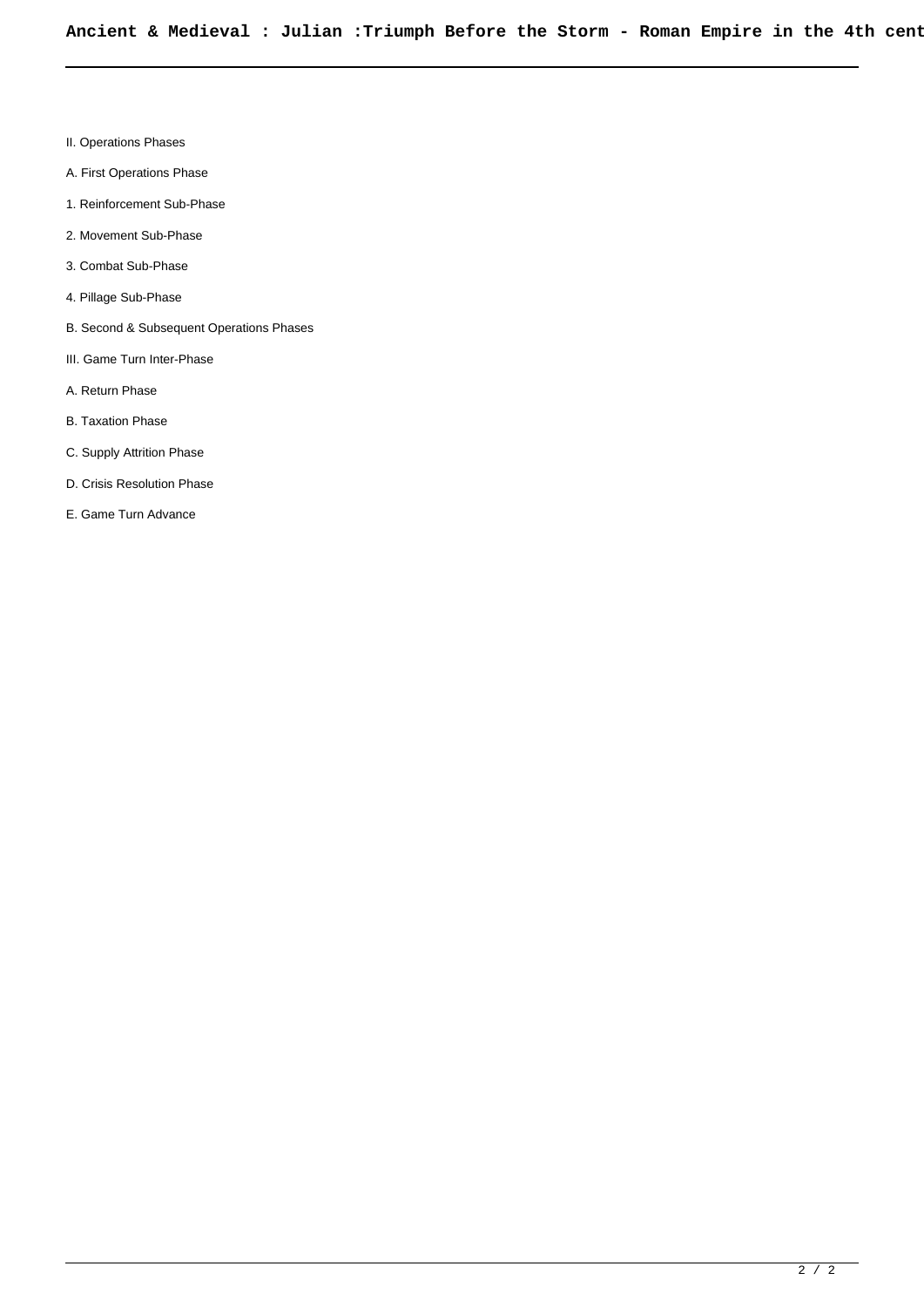II. Operations Phases

A. First Operations Phase

1. Reinforcement Sub-Phase

2. Movement Sub-Phase

3. Combat Sub-Phase

4. Pillage Sub-Phase

B. Second & Subsequent Operations Phases

III. Game Turn Inter-Phase

A. Return Phase

B. Taxation Phase

C. Supply Attrition Phase

D. Crisis Resolution Phase

E. Game Turn Advance